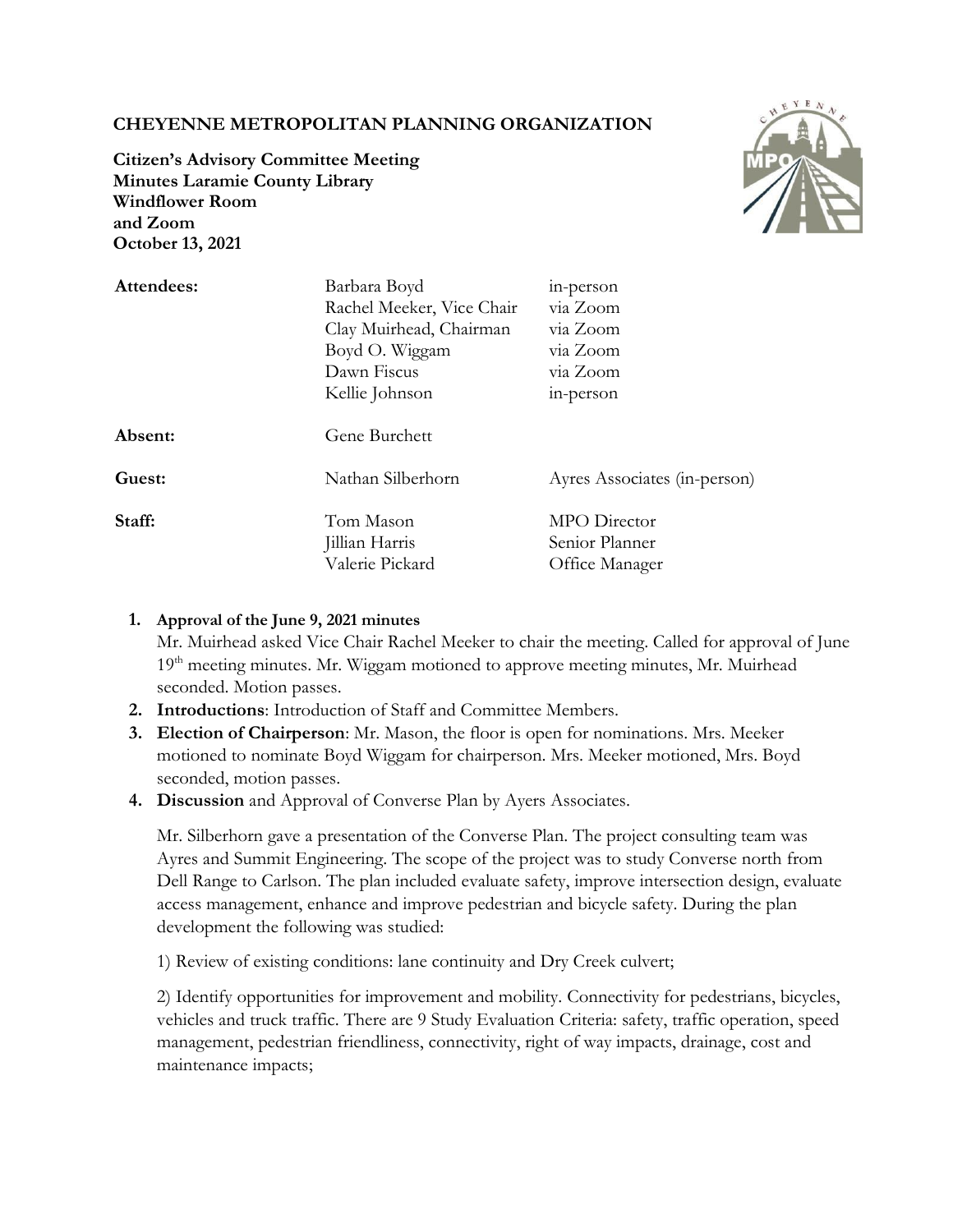**CHEYENNE METROPOLITAN PLANNING ORGANIZATION**

**Citizen's Advisory Committee Meeting**
**Minutes Laramie County Library**
**Windflower Room**
**and Zoom**
**October 13, 2021**

| | | |
|---|---|---|
| **Attendees:** | Barbara Boyd | in-person |
| | Rachel Meeker, Vice Chair | via Zoom |
| | Clay Muirhead, Chairman | via Zoom |
| | Boyd O. Wiggam | via Zoom |
| | Dawn Fiscus | via Zoom |
| | Kellie Johnson | in-person |
| **Absent:** | Gene Burchett | |
| **Guest:** | Nathan Silberhorn | Ayres Associates (in-person) |
| **Staff:** | Tom Mason | MPO Director |
| | Jillian Harris | Senior Planner |
| | Valerie Pickard | Office Manager |

1. **Approval of the June 9, 2021 minutes**
   Mr. Muirhead asked Vice Chair Rachel Meeker to chair the meeting. Called for approval of June 19th meeting minutes. Mr. Wiggam motioned to approve meeting minutes, Mr. Muirhead seconded. Motion passes.
2. **Introductions**: Introduction of Staff and Committee Members.
3. **Election of Chairperson**: Mr. Mason, the floor is open for nominations. Mrs. Meeker motioned to nominate Boyd Wiggam for chairperson. Mrs. Meeker motioned, Mrs. Boyd seconded, motion passes.
4. **Discussion** and Approval of Converse Plan by Ayers Associates.

   Mr. Silberhorn gave a presentation of the Converse Plan. The project consulting team was Ayres and Summit Engineering. The scope of the project was to study Converse north from Dell Range to Carlson. The plan included evaluate safety, improve intersection design, evaluate access management, enhance and improve pedestrian and bicycle safety. During the plan development the following was studied:

   1) Review of existing conditions: lane continuity and Dry Creek culvert;

   2) Identify opportunities for improvement and mobility. Connectivity for pedestrians, bicycles, vehicles and truck traffic. There are 9 Study Evaluation Criteria: safety, traffic operation, speed management, pedestrian friendliness, connectivity, right of way impacts, drainage, cost and maintenance impacts;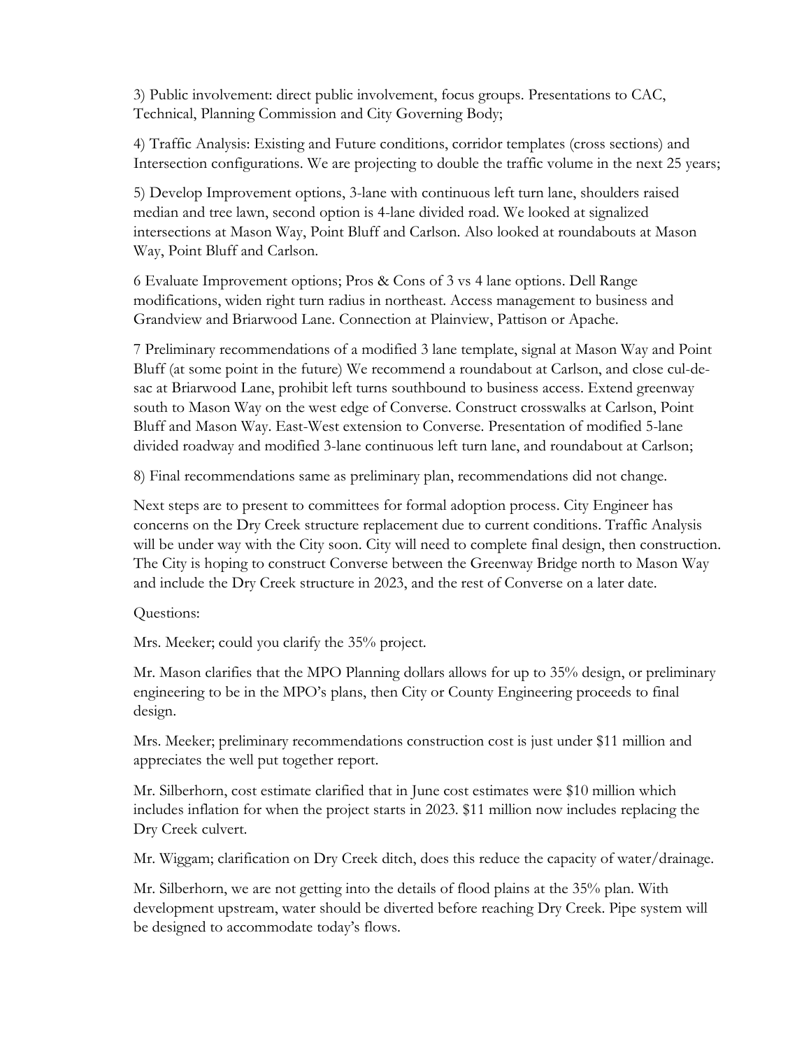3) Public involvement: direct public involvement, focus groups. Presentations to CAC, Technical, Planning Commission and City Governing Body;

4) Traffic Analysis: Existing and Future conditions, corridor templates (cross sections) and Intersection configurations. We are projecting to double the traffic volume in the next 25 years;

5) Develop Improvement options, 3-lane with continuous left turn lane, shoulders raised median and tree lawn, second option is 4-lane divided road. We looked at signalized intersections at Mason Way, Point Bluff and Carlson. Also looked at roundabouts at Mason Way, Point Bluff and Carlson.

6 Evaluate Improvement options; Pros & Cons of 3 vs 4 lane options. Dell Range modifications, widen right turn radius in northeast. Access management to business and Grandview and Briarwood Lane. Connection at Plainview, Pattison or Apache.

7 Preliminary recommendations of a modified 3 lane template, signal at Mason Way and Point Bluff (at some point in the future) We recommend a roundabout at Carlson, and close cul-de-sac at Briarwood Lane, prohibit left turns southbound to business access. Extend greenway south to Mason Way on the west edge of Converse. Construct crosswalks at Carlson, Point Bluff and Mason Way. East-West extension to Converse. Presentation of modified 5-lane divided roadway and modified 3-lane continuous left turn lane, and roundabout at Carlson;

8) Final recommendations same as preliminary plan, recommendations did not change.

Next steps are to present to committees for formal adoption process. City Engineer has concerns on the Dry Creek structure replacement due to current conditions. Traffic Analysis will be under way with the City soon. City will need to complete final design, then construction. The City is hoping to construct Converse between the Greenway Bridge north to Mason Way and include the Dry Creek structure in 2023, and the rest of Converse on a later date.

Questions:

Mrs. Meeker; could you clarify the 35% project.

Mr. Mason clarifies that the MPO Planning dollars allows for up to 35% design, or preliminary engineering to be in the MPO's plans, then City or County Engineering proceeds to final design.

Mrs. Meeker; preliminary recommendations construction cost is just under $11 million and appreciates the well put together report.

Mr. Silberhorn, cost estimate clarified that in June cost estimates were $10 million which includes inflation for when the project starts in 2023. $11 million now includes replacing the Dry Creek culvert.

Mr. Wiggam; clarification on Dry Creek ditch, does this reduce the capacity of water/drainage.

Mr. Silberhorn, we are not getting into the details of flood plains at the 35% plan. With development upstream, water should be diverted before reaching Dry Creek. Pipe system will be designed to accommodate today's flows.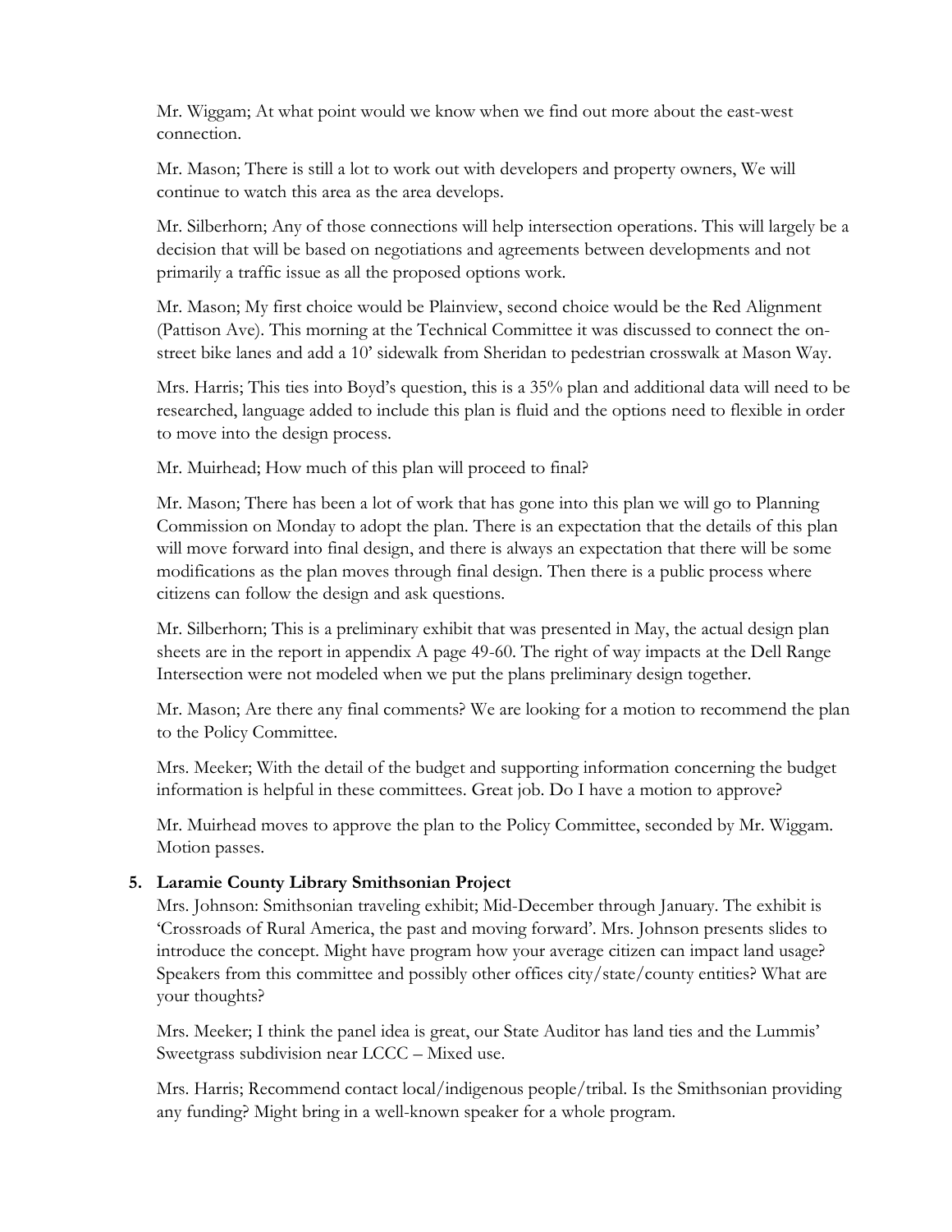Mr. Wiggam; At what point would we know when we find out more about the east-west connection.

Mr. Mason; There is still a lot to work out with developers and property owners, We will continue to watch this area as the area develops.

Mr. Silberhorn; Any of those connections will help intersection operations. This will largely be a decision that will be based on negotiations and agreements between developments and not primarily a traffic issue as all the proposed options work.

Mr. Mason; My first choice would be Plainview, second choice would be the Red Alignment (Pattison Ave). This morning at the Technical Committee it was discussed to connect the on-street bike lanes and add a 10' sidewalk from Sheridan to pedestrian crosswalk at Mason Way.

Mrs. Harris; This ties into Boyd's question, this is a 35% plan and additional data will need to be researched, language added to include this plan is fluid and the options need to flexible in order to move into the design process.

Mr. Muirhead; How much of this plan will proceed to final?

Mr. Mason; There has been a lot of work that has gone into this plan we will go to Planning Commission on Monday to adopt the plan. There is an expectation that the details of this plan will move forward into final design, and there is always an expectation that there will be some modifications as the plan moves through final design. Then there is a public process where citizens can follow the design and ask questions.

Mr. Silberhorn; This is a preliminary exhibit that was presented in May, the actual design plan sheets are in the report in appendix A page 49-60. The right of way impacts at the Dell Range Intersection were not modeled when we put the plans preliminary design together.

Mr. Mason; Are there any final comments? We are looking for a motion to recommend the plan to the Policy Committee.

Mrs. Meeker; With the detail of the budget and supporting information concerning the budget information is helpful in these committees. Great job. Do I have a motion to approve?

Mr. Muirhead moves to approve the plan to the Policy Committee, seconded by Mr. Wiggam. Motion passes.

5. **Laramie County Library Smithsonian Project**

Mrs. Johnson: Smithsonian traveling exhibit; Mid-December through January. The exhibit is 'Crossroads of Rural America, the past and moving forward'. Mrs. Johnson presents slides to introduce the concept. Might have program how your average citizen can impact land usage? Speakers from this committee and possibly other offices city/state/county entities? What are your thoughts?

Mrs. Meeker; I think the panel idea is great, our State Auditor has land ties and the Lummis' Sweetgrass subdivision near LCCC – Mixed use.

Mrs. Harris; Recommend contact local/indigenous people/tribal. Is the Smithsonian providing any funding? Might bring in a well-known speaker for a whole program.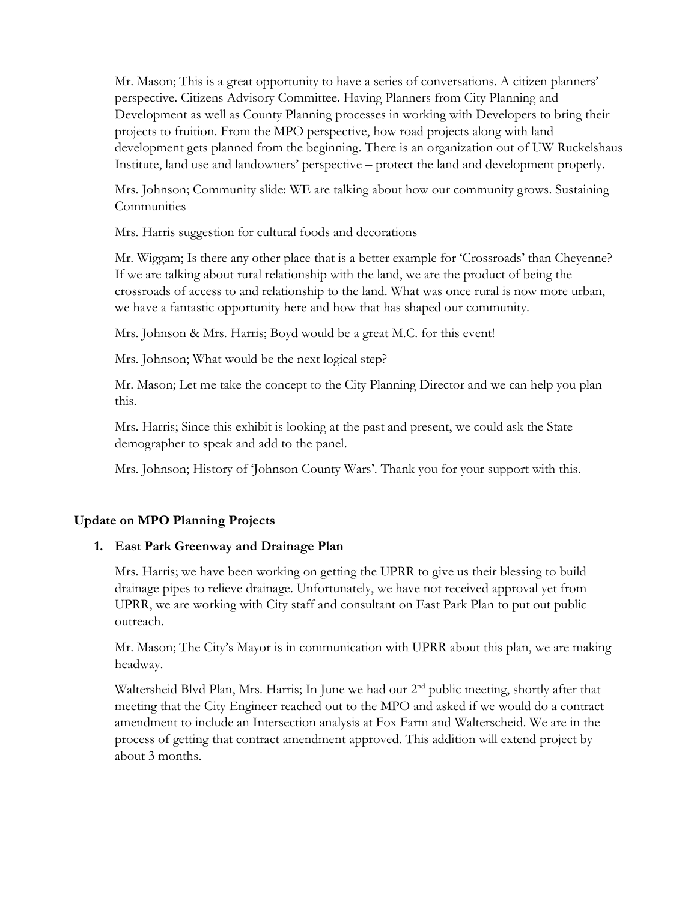Mr. Mason; This is a great opportunity to have a series of conversations. A citizen planners' perspective. Citizens Advisory Committee. Having Planners from City Planning and Development as well as County Planning processes in working with Developers to bring their projects to fruition. From the MPO perspective, how road projects along with land development gets planned from the beginning. There is an organization out of UW Ruckelshaus Institute, land use and landowners' perspective – protect the land and development properly.

Mrs. Johnson; Community slide: WE are talking about how our community grows. Sustaining Communities

Mrs. Harris suggestion for cultural foods and decorations

Mr. Wiggam; Is there any other place that is a better example for 'Crossroads' than Cheyenne? If we are talking about rural relationship with the land, we are the product of being the crossroads of access to and relationship to the land. What was once rural is now more urban, we have a fantastic opportunity here and how that has shaped our community.

Mrs. Johnson & Mrs. Harris; Boyd would be a great M.C. for this event!

Mrs. Johnson; What would be the next logical step?

Mr. Mason; Let me take the concept to the City Planning Director and we can help you plan this.

Mrs. Harris; Since this exhibit is looking at the past and present, we could ask the State demographer to speak and add to the panel.

Mrs. Johnson; History of 'Johnson County Wars'. Thank you for your support with this.

## Update on MPO Planning Projects

1. **East Park Greenway and Drainage Plan**

   Mrs. Harris; we have been working on getting the UPRR to give us their blessing to build drainage pipes to relieve drainage. Unfortunately, we have not received approval yet from UPRR, we are working with City staff and consultant on East Park Plan to put out public outreach.

   Mr. Mason; The City's Mayor is in communication with UPRR about this plan, we are making headway.

   Waltersheid Blvd Plan, Mrs. Harris; In June we had our 2nd public meeting, shortly after that meeting that the City Engineer reached out to the MPO and asked if we would do a contract amendment to include an Intersection analysis at Fox Farm and Walterscheid. We are in the process of getting that contract amendment approved. This addition will extend project by about 3 months.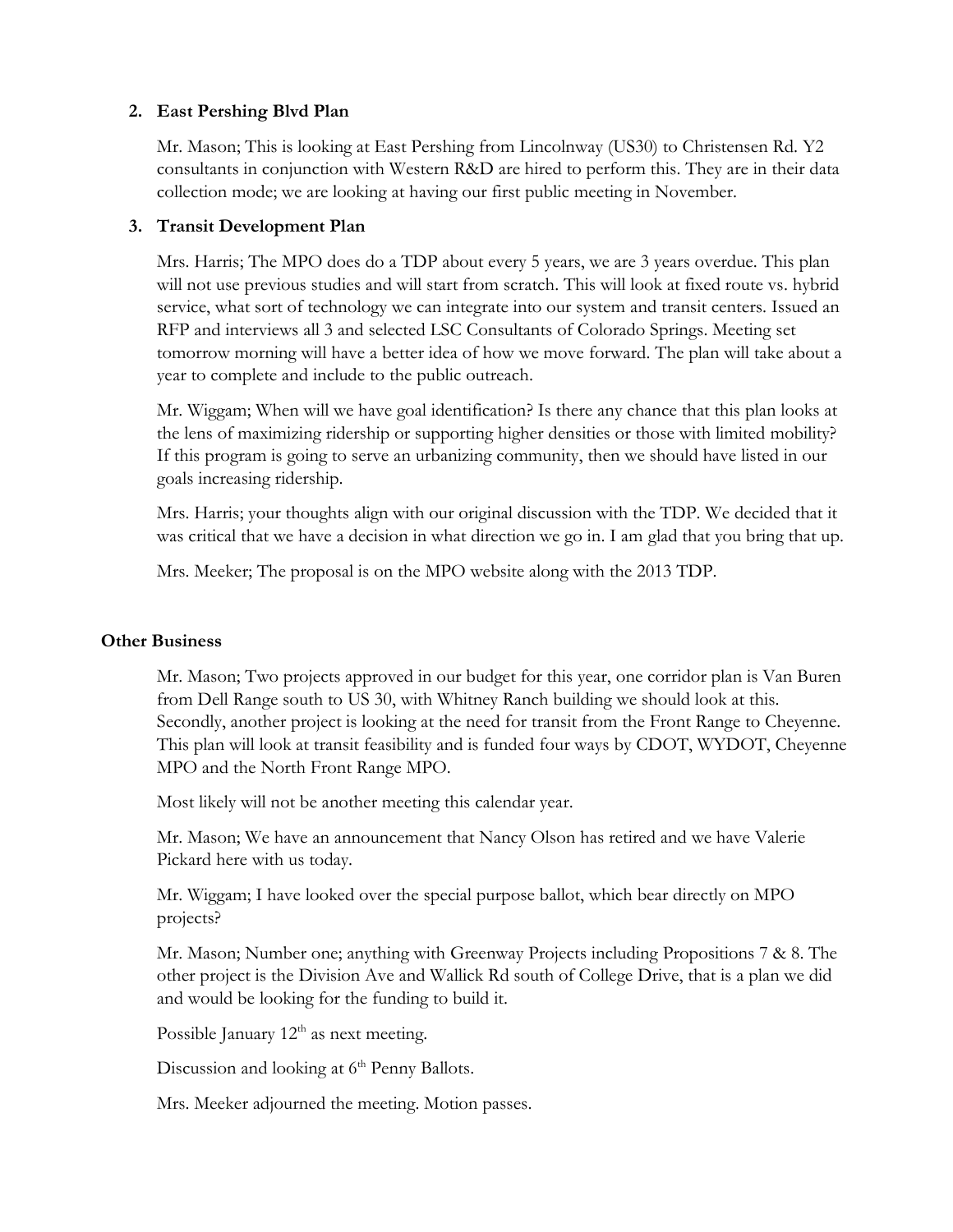2. **East Pershing Blvd Plan**

   Mr. Mason; This is looking at East Pershing from Lincolnway (US30) to Christensen Rd. Y2 consultants in conjunction with Western R&D are hired to perform this. They are in their data collection mode; we are looking at having our first public meeting in November.

3. **Transit Development Plan**

   Mrs. Harris; The MPO does do a TDP about every 5 years, we are 3 years overdue. This plan will not use previous studies and will start from scratch. This will look at fixed route vs. hybrid service, what sort of technology we can integrate into our system and transit centers. Issued an RFP and interviews all 3 and selected LSC Consultants of Colorado Springs. Meeting set tomorrow morning will have a better idea of how we move forward. The plan will take about a year to complete and include to the public outreach.

   Mr. Wiggam; When will we have goal identification? Is there any chance that this plan looks at the lens of maximizing ridership or supporting higher densities or those with limited mobility? If this program is going to serve an urbanizing community, then we should have listed in our goals increasing ridership.

   Mrs. Harris; your thoughts align with our original discussion with the TDP. We decided that it was critical that we have a decision in what direction we go in. I am glad that you bring that up.

   Mrs. Meeker; The proposal is on the MPO website along with the 2013 TDP.

**Other Business**

Mr. Mason; Two projects approved in our budget for this year, one corridor plan is Van Buren from Dell Range south to US 30, with Whitney Ranch building we should look at this. Secondly, another project is looking at the need for transit from the Front Range to Cheyenne. This plan will look at transit feasibility and is funded four ways by CDOT, WYDOT, Cheyenne MPO and the North Front Range MPO.

Most likely will not be another meeting this calendar year.

Mr. Mason; We have an announcement that Nancy Olson has retired and we have Valerie Pickard here with us today.

Mr. Wiggam; I have looked over the special purpose ballot, which bear directly on MPO projects?

Mr. Mason; Number one; anything with Greenway Projects including Propositions 7 & 8. The other project is the Division Ave and Wallick Rd south of College Drive, that is a plan we did and would be looking for the funding to build it.

Possible January 12th as next meeting.

Discussion and looking at 6th Penny Ballots.

Mrs. Meeker adjourned the meeting. Motion passes.